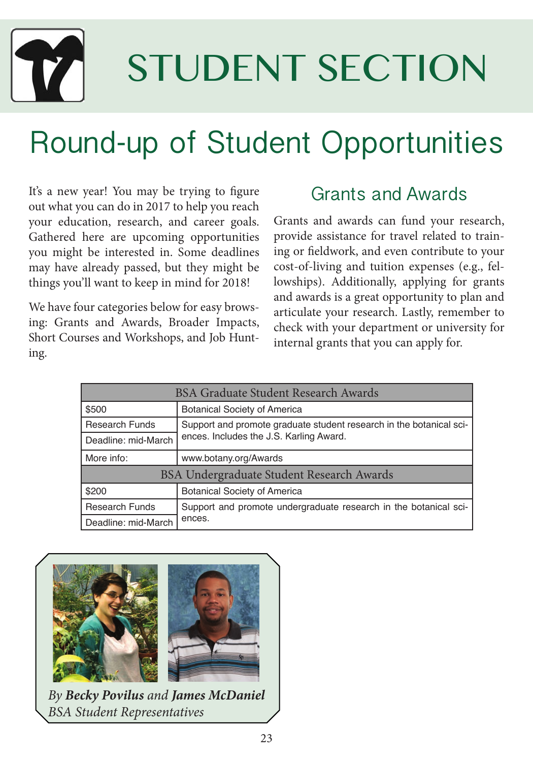# STUDENT SECTION

## Round-up of Student Opportunities

It's a new year! You may be trying to figure out what you can do in 2017 to help you reach your education, research, and career goals. Gathered here are upcoming opportunities you might be interested in. Some deadlines may have already passed, but they might be things you'll want to keep in mind for 2018!

We have four categories below for easy browsing: Grants and Awards, Broader Impacts, Short Courses and Workshops, and Job Hunting.

### Grants and Awards

Grants and awards can fund your research, provide assistance for travel related to training or fieldwork, and even contribute to your cost-of-living and tuition expenses (e.g., fellowships). Additionally, applying for grants and awards is a great opportunity to plan and articulate your research. Lastly, remember to check with your department or university for internal grants that you can apply for.

| BSA Graduate Student Research Awards | |
|---|---|
| $500 | Botanical Society of America |
| Research Funds | Support and promote graduate student research in the botanical sciences. Includes the J.S. Karling Award. |
| Deadline: mid-March | |
| More info: | www.botany.org/Awards |
| **BSA Undergraduate Student Research Awards** | |
| $200 | Botanical Society of America |
| Research Funds | Support and promote undergraduate research in the botanical sciences. |
| Deadline: mid-March | |

*By **Becky Povilus** and **James McDaniel***
*BSA Student Representatives*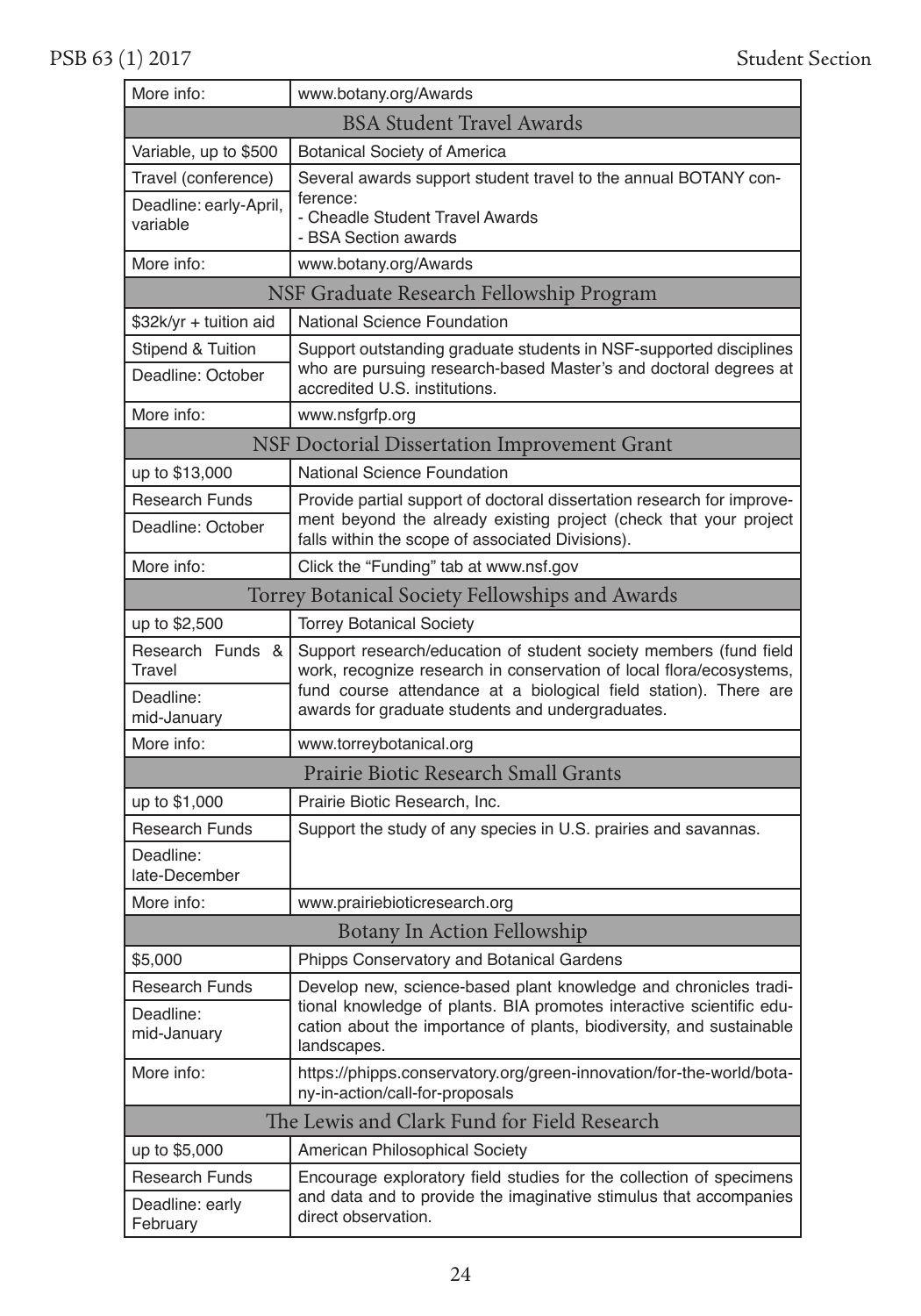| More info: | www.botany.org/Awards |
|---|---|
| **BSA Student Travel Awards** | |
| Variable, up to $500 | Botanical Society of America |
| Travel (conference) | Several awards support student travel to the annual BOTANY conference: - Cheadle Student Travel Awards - BSA Section awards |
| Deadline: early-April, variable | |
| More info: | www.botany.org/Awards |
| **NSF Graduate Research Fellowship Program** | |
| $32k/yr + tuition aid | National Science Foundation |
| Stipend & Tuition | Support outstanding graduate students in NSF-supported disciplines who are pursuing research-based Master's and doctoral degrees at accredited U.S. institutions. |
| Deadline: October | |
| More info: | www.nsfgrfp.org |
| **NSF Doctorial Dissertation Improvement Grant** | |
| up to $13,000 | National Science Foundation |
| Research Funds | Provide partial support of doctoral dissertation research for improvement beyond the already existing project (check that your project falls within the scope of associated Divisions). |
| Deadline: October | |
| More info: | Click the "Funding" tab at www.nsf.gov |
| **Torrey Botanical Society Fellowships and Awards** | |
| up to $2,500 | Torrey Botanical Society |
| Research Funds & Travel | Support research/education of student society members (fund field work, recognize research in conservation of local flora/ecosystems, fund course attendance at a biological field station). There are awards for graduate students and undergraduates. |
| Deadline: mid-January | |
| More info: | www.torreybotanical.org |
| **Prairie Biotic Research Small Grants** | |
| up to $1,000 | Prairie Biotic Research, Inc. |
| Research Funds | Support the study of any species in U.S. prairies and savannas. |
| Deadline: late-December | |
| More info: | www.prairiebioticresearch.org |
| **Botany In Action Fellowship** | |
| $5,000 | Phipps Conservatory and Botanical Gardens |
| Research Funds | Develop new, science-based plant knowledge and chronicles traditional knowledge of plants. BIA promotes interactive scientific education about the importance of plants, biodiversity, and sustainable landscapes. |
| Deadline: mid-January | |
| More info: | https://phipps.conservatory.org/green-innovation-for-the-world/botany-in-action/call-for-proposals |
| **The Lewis and Clark Fund for Field Research** | |
| up to $5,000 | American Philosophical Society |
| Research Funds | Encourage exploratory field studies for the collection of specimens and data and to provide the imaginative stimulus that accompanies direct observation. |
| Deadline: early February | |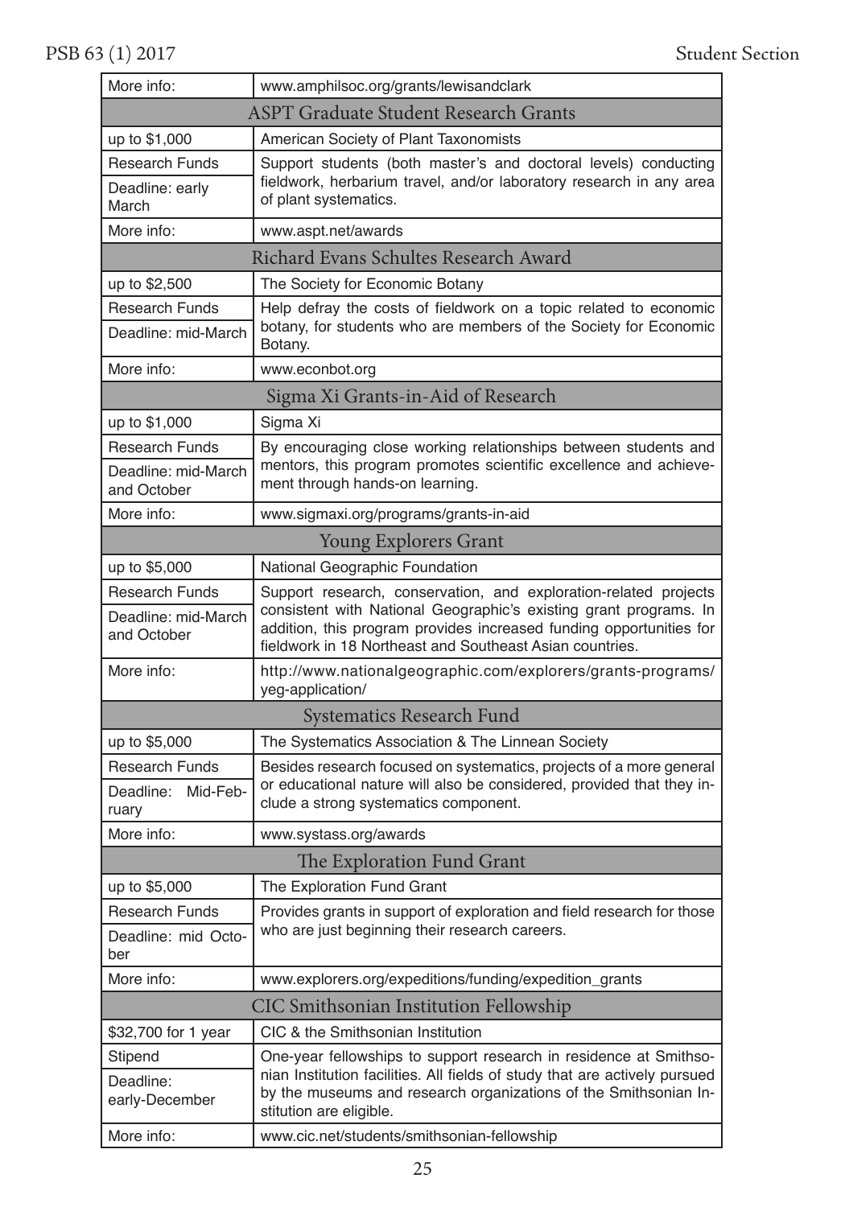| More info: | www.amphilsoc.org/grants/lewisandclark |
|---|---|
| **ASPT Graduate Student Research Grants** | |
| up to $1,000 | American Society of Plant Taxonomists |
| Research Funds | Support students (both master's and doctoral levels) conducting fieldwork, herbarium travel, and/or laboratory research in any area of plant systematics. |
| Deadline: early March | |
| More info: | www.aspt.net/awards |
| **Richard Evans Schultes Research Award** | |
| up to $2,500 | The Society for Economic Botany |
| Research Funds | Help defray the costs of fieldwork on a topic related to economic botany, for students who are members of the Society for Economic Botany. |
| Deadline: mid-March | |
| More info: | www.econbot.org |
| **Sigma Xi Grants-in-Aid of Research** | |
| up to $1,000 | Sigma Xi |
| Research Funds | By encouraging close working relationships between students and mentors, this program promotes scientific excellence and achievement through hands-on learning. |
| Deadline: mid-March and October | |
| More info: | www.sigmaxi.org/programs/grants-in-aid |
| **Young Explorers Grant** | |
| up to $5,000 | National Geographic Foundation |
| Research Funds | Support research, conservation, and exploration-related projects consistent with National Geographic's existing grant programs. In addition, this program provides increased funding opportunities for fieldwork in 18 Northeast and Southeast Asian countries. |
| Deadline: mid-March and October | |
| More info: | http://www.nationalgeographic.com/explorers/grants-programs/yeg-application/ |
| **Systematics Research Fund** | |
| up to $5,000 | The Systematics Association & The Linnean Society |
| Research Funds | Besides research focused on systematics, projects of a more general or educational nature will also be considered, provided that they include a strong systematics component. |
| Deadline: Mid-February | |
| More info: | www.systass.org/awards |
| **The Exploration Fund Grant** | |
| up to $5,000 | The Exploration Fund Grant |
| Research Funds | Provides grants in support of exploration and field research for those who are just beginning their research careers. |
| Deadline: mid October | |
| More info: | www.explorers.org/expeditions/funding/expedition_grants |
| **CIC Smithsonian Institution Fellowship** | |
| $32,700 for 1 year | CIC & the Smithsonian Institution |
| Stipend | One-year fellowships to support research in residence at Smithsonian Institution facilities. All fields of study that are actively pursued by the museums and research organizations of the Smithsonian Institution are eligible. |
| Deadline: early-December | |
| More info: | www.cic.net/students/smithsonian-fellowship |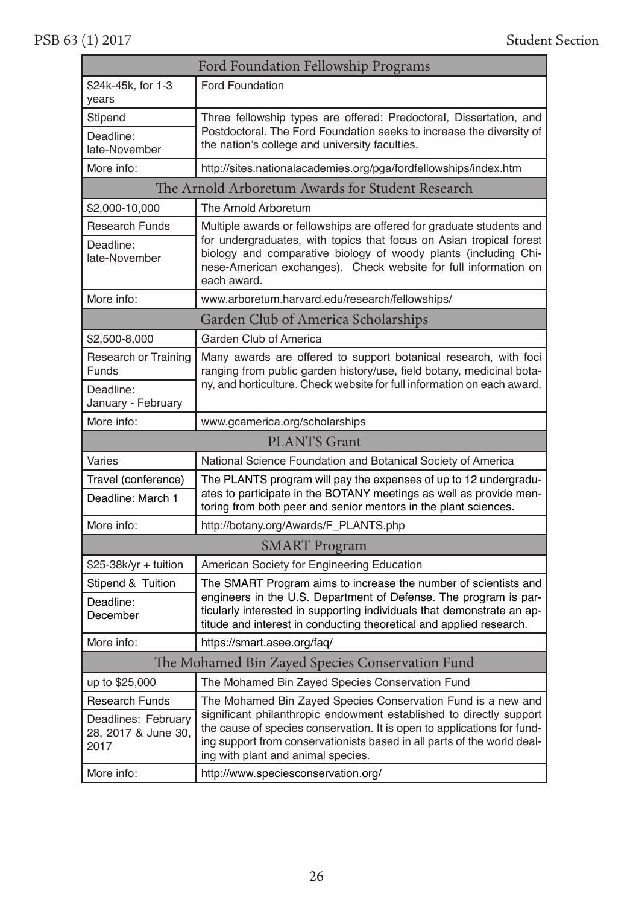| Ford Foundation Fellowship Programs | |
|---|---|
| $24k-45k, for 1-3 years | Ford Foundation |
| Stipend | Three fellowship types are offered: Predoctoral, Dissertation, and Postdoctoral. The Ford Foundation seeks to increase the diversity of the nation's college and university faculties. |
| Deadline: late-November | |
| More info: | http://sites.nationalacademies.org/pga/fordfellowships/index.htm |

| The Arnold Arboretum Awards for Student Research | |
|---|---|
| $2,000-10,000 | The Arnold Arboretum |
| Research Funds | Multiple awards or fellowships are offered for graduate students and for undergraduates, with topics that focus on Asian tropical forest biology and comparative biology of woody plants (including Chinese-American exchanges). Check website for full information on each award. |
| Deadline: late-November | |
| More info: | www.arboretum.harvard.edu/research/fellowships/ |

| Garden Club of America Scholarships | |
|---|---|
| $2,500-8,000 | Garden Club of America |
| Research or Training Funds | Many awards are offered to support botanical research, with foci ranging from public garden history/use, field botany, medicinal botany, and horticulture. Check website for full information on each award. |
| Deadline: January - February | |
| More info: | www.gcamerica.org/scholarships |

| PLANTS Grant | |
|---|---|
| Varies | National Science Foundation and Botanical Society of America |
| Travel (conference) | The PLANTS program will pay the expenses of up to 12 undergraduates to participate in the BOTANY meetings as well as provide mentoring from both peer and senior mentors in the plant sciences. |
| Deadline: March 1 | |
| More info: | http://botany.org/Awards/F_PLANTS.php |

| SMART Program | |
|---|---|
| $25-38k/yr + tuition | American Society for Engineering Education |
| Stipend & Tuition | The SMART Program aims to increase the number of scientists and engineers in the U.S. Department of Defense. The program is particularly interested in supporting individuals that demonstrate an aptitude and interest in conducting theoretical and applied research. |
| Deadline: December | |
| More info: | https://smart.asee.org/faq/ |

| The Mohamed Bin Zayed Species Conservation Fund | |
|---|---|
| up to $25,000 | The Mohamed Bin Zayed Species Conservation Fund |
| Research Funds | The Mohamed Bin Zayed Species Conservation Fund is a new and significant philanthropic endowment established to directly support the cause of species conservation. It is open to applications for funding support from conservationists based in all parts of the world dealing with plant and animal species. |
| Deadlines: February 28, 2017 & June 30, 2017 | |
| More info: | http://www.speciesconservation.org/ |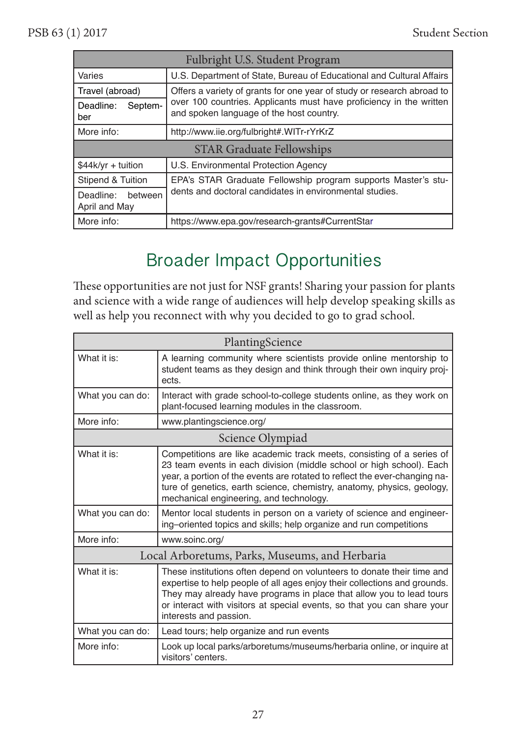| Fulbright U.S. Student Program | |
|---|---|
| Varies | U.S. Department of State, Bureau of Educational and Cultural Affairs |
| Travel (abroad) | Offers a variety of grants for one year of study or research abroad to over 100 countries. Applicants must have proficiency in the written and spoken language of the host country. |
| Deadline: September | |
| More info: | http://www.iie.org/fulbright#.WITr-rYrKrZ |
| **STAR Graduate Fellowships** | |
| $44k/yr + tuition | U.S. Environmental Protection Agency |
| Stipend & Tuition | EPA's STAR Graduate Fellowship program supports Master's students and doctoral candidates in environmental studies. |
| Deadline: between April and May | |
| More info: | https://www.epa.gov/research-grants#CurrentStar |

## Broader Impact Opportunities

These opportunities are not just for NSF grants! Sharing your passion for plants and science with a wide range of audiences will help develop speaking skills as well as help you reconnect with why you decided to go to grad school.

| PlantingScience | |
|---|---|
| What it is: | A learning community where scientists provide online mentorship to student teams as they design and think through their own inquiry projects. |
| What you can do: | Interact with grade school-to-college students online, as they work on plant-focused learning modules in the classroom. |
| More info: | www.plantingscience.org/ |
| **Science Olympiad** | |
| What it is: | Competitions are like academic track meets, consisting of a series of 23 team events in each division (middle school or high school). Each year, a portion of the events are rotated to reflect the ever-changing nature of genetics, earth science, chemistry, anatomy, physics, geology, mechanical engineering, and technology. |
| What you can do: | Mentor local students in person on a variety of science and engineering–oriented topics and skills; help organize and run competitions |
| More info: | www.soinc.org/ |
| **Local Arboretums, Parks, Museums, and Herbaria** | |
| What it is: | These institutions often depend on volunteers to donate their time and expertise to help people of all ages enjoy their collections and grounds. They may already have programs in place that allow you to lead tours or interact with visitors at special events, so that you can share your interests and passion. |
| What you can do: | Lead tours; help organize and run events |
| More info: | Look up local parks/arboretums/museums/herbaria online, or inquire at visitors' centers. |